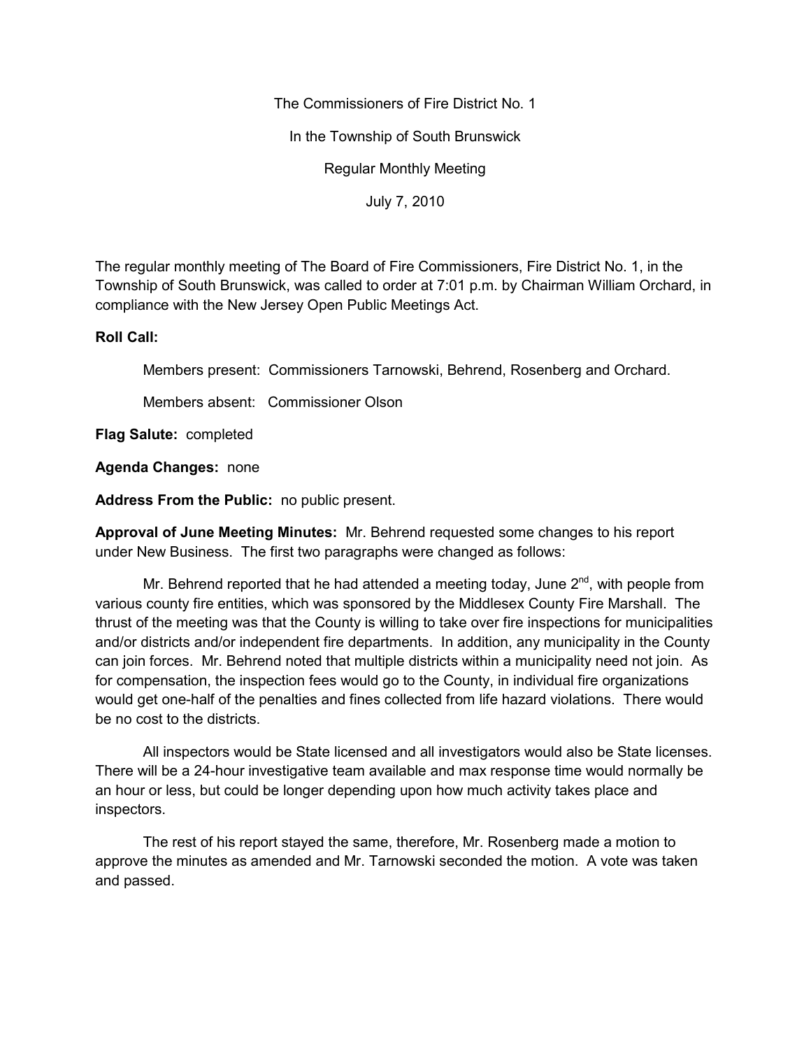The Commissioners of Fire District No. 1

In the Township of South Brunswick

Regular Monthly Meeting

July 7, 2010

The regular monthly meeting of The Board of Fire Commissioners, Fire District No. 1, in the Township of South Brunswick, was called to order at 7:01 p.m. by Chairman William Orchard, in compliance with the New Jersey Open Public Meetings Act.

**Roll Call:**

Members present: Commissioners Tarnowski, Behrend, Rosenberg and Orchard.

Members absent: Commissioner Olson

**Flag Salute:** completed

**Agenda Changes:** none

**Address From the Public:** no public present.

**Approval of June Meeting Minutes:** Mr. Behrend requested some changes to his report under New Business. The first two paragraphs were changed as follows:

Mr. Behrend reported that he had attended a meeting today, June 2nd, with people from various county fire entities, which was sponsored by the Middlesex County Fire Marshall. The thrust of the meeting was that the County is willing to take over fire inspections for municipalities and/or districts and/or independent fire departments. In addition, any municipality in the County can join forces. Mr. Behrend noted that multiple districts within a municipality need not join. As for compensation, the inspection fees would go to the County, in individual fire organizations would get one-half of the penalties and fines collected from life hazard violations. There would be no cost to the districts.

All inspectors would be State licensed and all investigators would also be State licenses. There will be a 24-hour investigative team available and max response time would normally be an hour or less, but could be longer depending upon how much activity takes place and inspectors.

The rest of his report stayed the same, therefore, Mr. Rosenberg made a motion to approve the minutes as amended and Mr. Tarnowski seconded the motion. A vote was taken and passed.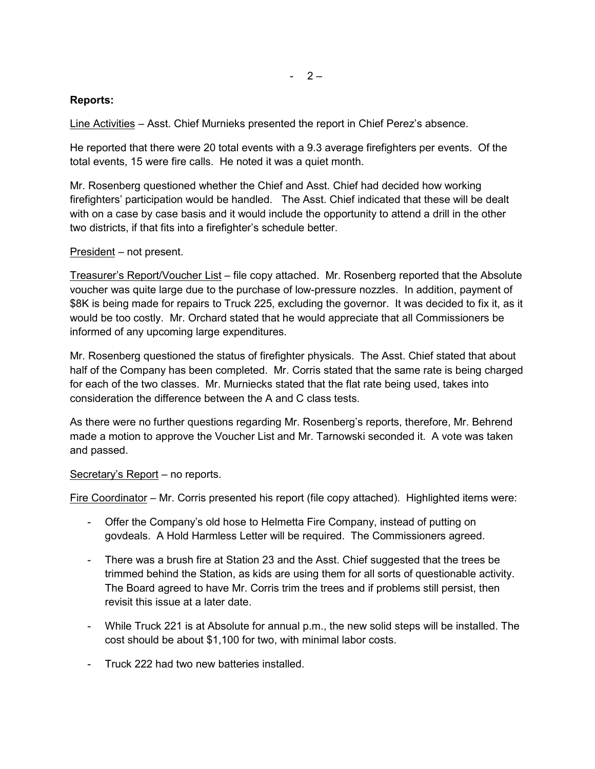**Reports:**

Line Activities – Asst. Chief Murnieks presented the report in Chief Perez's absence.

He reported that there were 20 total events with a 9.3 average firefighters per events. Of the total events, 15 were fire calls. He noted it was a quiet month.

Mr. Rosenberg questioned whether the Chief and Asst. Chief had decided how working firefighters' participation would be handled. The Asst. Chief indicated that these will be dealt with on a case by case basis and it would include the opportunity to attend a drill in the other two districts, if that fits into a firefighter's schedule better.

President – not present.

Treasurer's Report/Voucher List – file copy attached. Mr. Rosenberg reported that the Absolute voucher was quite large due to the purchase of low-pressure nozzles. In addition, payment of $8K is being made for repairs to Truck 225, excluding the governor. It was decided to fix it, as it would be too costly. Mr. Orchard stated that he would appreciate that all Commissioners be informed of any upcoming large expenditures.

Mr. Rosenberg questioned the status of firefighter physicals. The Asst. Chief stated that about half of the Company has been completed. Mr. Corris stated that the same rate is being charged for each of the two classes. Mr. Murniecks stated that the flat rate being used, takes into consideration the difference between the A and C class tests.

As there were no further questions regarding Mr. Rosenberg's reports, therefore, Mr. Behrend made a motion to approve the Voucher List and Mr. Tarnowski seconded it. A vote was taken and passed.

Secretary's Report – no reports.

Fire Coordinator – Mr. Corris presented his report (file copy attached). Highlighted items were:

- Offer the Company's old hose to Helmetta Fire Company, instead of putting on govdeals. A Hold Harmless Letter will be required. The Commissioners agreed.
- There was a brush fire at Station 23 and the Asst. Chief suggested that the trees be trimmed behind the Station, as kids are using them for all sorts of questionable activity. The Board agreed to have Mr. Corris trim the trees and if problems still persist, then revisit this issue at a later date.
- While Truck 221 is at Absolute for annual p.m., the new solid steps will be installed. The cost should be about $1,100 for two, with minimal labor costs.
- Truck 222 had two new batteries installed.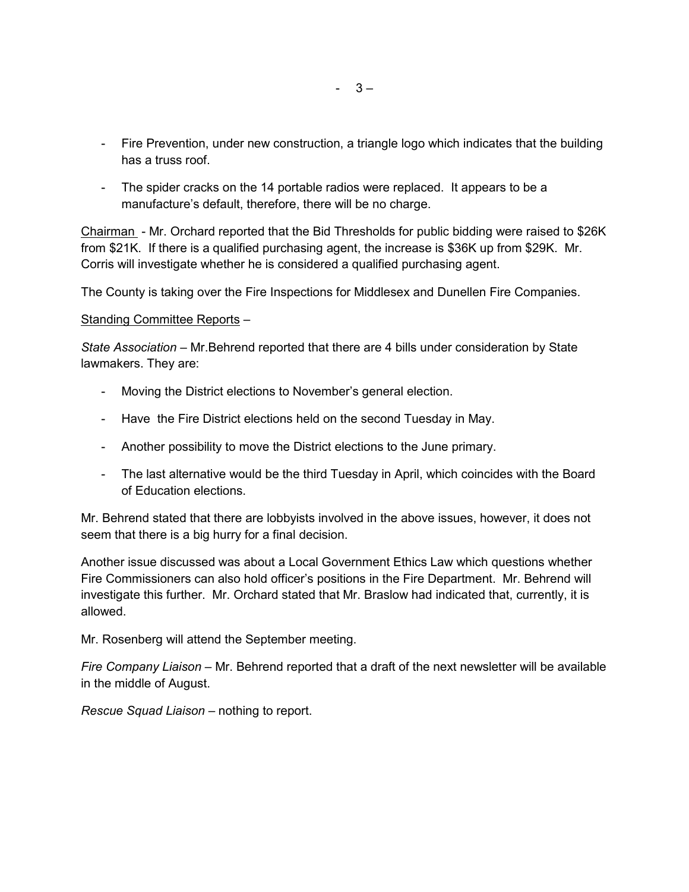- Fire Prevention, under new construction, a triangle logo which indicates that the building has a truss roof.

- The spider cracks on the 14 portable radios were replaced. It appears to be a manufacture's default, therefore, there will be no charge.

Chairman - Mr. Orchard reported that the Bid Thresholds for public bidding were raised to $26K from $21K. If there is a qualified purchasing agent, the increase is $36K up from $29K. Mr. Corris will investigate whether he is considered a qualified purchasing agent.

The County is taking over the Fire Inspections for Middlesex and Dunellen Fire Companies.

Standing Committee Reports –

*State Association* – Mr.Behrend reported that there are 4 bills under consideration by State lawmakers. They are:

- Moving the District elections to November's general election.

- Have the Fire District elections held on the second Tuesday in May.

- Another possibility to move the District elections to the June primary.

- The last alternative would be the third Tuesday in April, which coincides with the Board of Education elections.

Mr. Behrend stated that there are lobbyists involved in the above issues, however, it does not seem that there is a big hurry for a final decision.

Another issue discussed was about a Local Government Ethics Law which questions whether Fire Commissioners can also hold officer's positions in the Fire Department. Mr. Behrend will investigate this further. Mr. Orchard stated that Mr. Braslow had indicated that, currently, it is allowed.

Mr. Rosenberg will attend the September meeting.

*Fire Company Liaison* – Mr. Behrend reported that a draft of the next newsletter will be available in the middle of August.

*Rescue Squad Liaison* – nothing to report.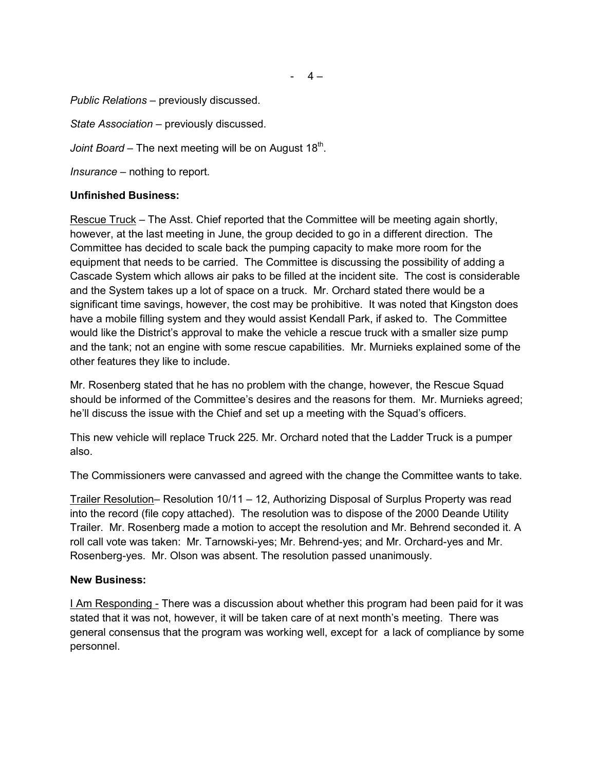*Public Relations* – previously discussed.

*State Association* – previously discussed.

*Joint Board* – The next meeting will be on August 18th.

*Insurance* – nothing to report.

**Unfinished Business:**

Rescue Truck – The Asst. Chief reported that the Committee will be meeting again shortly, however, at the last meeting in June, the group decided to go in a different direction. The Committee has decided to scale back the pumping capacity to make more room for the equipment that needs to be carried. The Committee is discussing the possibility of adding a Cascade System which allows air paks to be filled at the incident site. The cost is considerable and the System takes up a lot of space on a truck. Mr. Orchard stated there would be a significant time savings, however, the cost may be prohibitive. It was noted that Kingston does have a mobile filling system and they would assist Kendall Park, if asked to. The Committee would like the District's approval to make the vehicle a rescue truck with a smaller size pump and the tank; not an engine with some rescue capabilities. Mr. Murnieks explained some of the other features they like to include.

Mr. Rosenberg stated that he has no problem with the change, however, the Rescue Squad should be informed of the Committee's desires and the reasons for them. Mr. Murnieks agreed; he'll discuss the issue with the Chief and set up a meeting with the Squad's officers.

This new vehicle will replace Truck 225. Mr. Orchard noted that the Ladder Truck is a pumper also.

The Commissioners were canvassed and agreed with the change the Committee wants to take.

Trailer Resolution– Resolution 10/11 – 12, Authorizing Disposal of Surplus Property was read into the record (file copy attached). The resolution was to dispose of the 2000 Deande Utility Trailer. Mr. Rosenberg made a motion to accept the resolution and Mr. Behrend seconded it. A roll call vote was taken: Mr. Tarnowski-yes; Mr. Behrend-yes; and Mr. Orchard-yes and Mr. Rosenberg-yes. Mr. Olson was absent. The resolution passed unanimously.

**New Business:**

I Am Responding - There was a discussion about whether this program had been paid for it was stated that it was not, however, it will be taken care of at next month's meeting. There was general consensus that the program was working well, except for a lack of compliance by some personnel.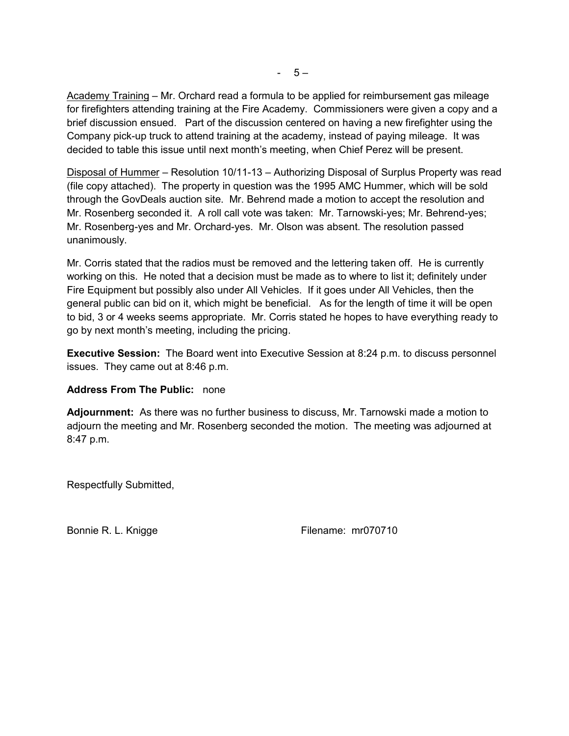Academy Training – Mr. Orchard read a formula to be applied for reimbursement gas mileage for firefighters attending training at the Fire Academy. Commissioners were given a copy and a brief discussion ensued. Part of the discussion centered on having a new firefighter using the Company pick-up truck to attend training at the academy, instead of paying mileage. It was decided to table this issue until next month's meeting, when Chief Perez will be present.

Disposal of Hummer – Resolution 10/11-13 – Authorizing Disposal of Surplus Property was read (file copy attached). The property in question was the 1995 AMC Hummer, which will be sold through the GovDeals auction site. Mr. Behrend made a motion to accept the resolution and Mr. Rosenberg seconded it. A roll call vote was taken: Mr. Tarnowski-yes; Mr. Behrend-yes; Mr. Rosenberg-yes and Mr. Orchard-yes. Mr. Olson was absent. The resolution passed unanimously.

Mr. Corris stated that the radios must be removed and the lettering taken off. He is currently working on this. He noted that a decision must be made as to where to list it; definitely under Fire Equipment but possibly also under All Vehicles. If it goes under All Vehicles, then the general public can bid on it, which might be beneficial. As for the length of time it will be open to bid, 3 or 4 weeks seems appropriate. Mr. Corris stated he hopes to have everything ready to go by next month's meeting, including the pricing.

**Executive Session:** The Board went into Executive Session at 8:24 p.m. to discuss personnel issues. They came out at 8:46 p.m.

**Address From The Public:** none

**Adjournment:** As there was no further business to discuss, Mr. Tarnowski made a motion to adjourn the meeting and Mr. Rosenberg seconded the motion. The meeting was adjourned at 8:47 p.m.

Respectfully Submitted,

Bonnie R. L. Knigge

Filename: mr070710